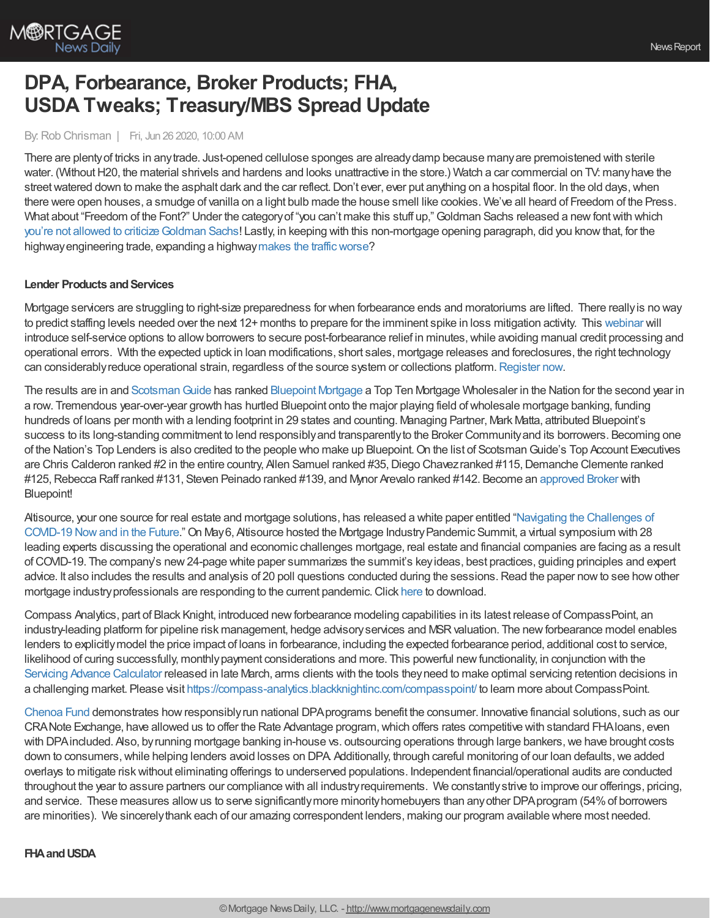# DPA, Forbearance, Broker Products; FHA, USDA Tweaks; Treasury/MBS Spread Update

By: Rob Chrisman | Fri, Jun 26 2020, 10:00 AM

There are plenty of tricks in any trade. Just-opened cellulose sponges are already damp because many are premoistened with sterile water. (Without H20, the material shrivels and hardens and looks unattractive in the store.) Watch a car commercial on TV: many have the street watered down to make the asphalt dark and the car reflect. Don't ever, ever put anything on a hospital floor. In the old days, when there were open houses, a smudge of vanilla on a light bulb made the house smell like cookies. We've all heard of Freedom of the Press. What about "Freedom of the Font?" Under the category of "you can't make this stuff up," Goldman Sachs released a new font with which you're not allowed to criticize Goldman Sachs! Lastly, in keeping with this non-mortgage opening paragraph, did you know that, for the highway engineering trade, expanding a highway makes the traffic worse?

**Lender Products and Services**

Mortgage servicers are struggling to right-size preparedness for when forbearance ends and moratoriums are lifted. There really is no way to predict staffing levels needed over the next 12+ months to prepare for the imminent spike in loss mitigation activity. This webinar will introduce self-service options to allow borrowers to secure post-forbearance relief in minutes, while avoiding manual credit processing and operational errors. With the expected uptick in loan modifications, short sales, mortgage releases and foreclosures, the right technology can considerably reduce operational strain, regardless of the source system or collections platform. Register now.

The results are in and Scotsman Guide has ranked Bluepoint Mortgage a Top Ten Mortgage Wholesaler in the Nation for the second year in a row. Tremendous year-over-year growth has hurtled Bluepoint onto the major playing field of wholesale mortgage banking, funding hundreds of loans per month with a lending footprint in 29 states and counting. Managing Partner, Mark Matta, attributed Bluepoint's success to its long-standing commitment to lend responsibly and transparently to the Broker Community and its borrowers. Becoming one of the Nation's Top Lenders is also credited to the people who make up Bluepoint. On the list of Scotsman Guide's Top Account Executives are Chris Calderon ranked #2 in the entire country, Allen Samuel ranked #35, Diego Chavez ranked #115, Demanche Clemente ranked #125, Rebecca Raff ranked #131, Steven Peinado ranked #139, and Mynor Arevalo ranked #142. Become an approved Broker with Bluepoint!

Altisource, your one source for real estate and mortgage solutions, has released a white paper entitled "Navigating the Challenges of COVID-19 Now and in the Future." On May 6, Altisource hosted the Mortgage Industry Pandemic Summit, a virtual symposium with 28 leading experts discussing the operational and economic challenges mortgage, real estate and financial companies are facing as a result of COVID-19. The company's new 24-page white paper summarizes the summit's key ideas, best practices, guiding principles and expert advice. It also includes the results and analysis of 20 poll questions conducted during the sessions. Read the paper now to see how other mortgage industry professionals are responding to the current pandemic. Click here to download.

Compass Analytics, part of Black Knight, introduced new forbearance modeling capabilities in its latest release of CompassPoint, an industry-leading platform for pipeline risk management, hedge advisory services and MSR valuation. The new forbearance model enables lenders to explicitly model the price impact of loans in forbearance, including the expected forbearance period, additional cost to service, likelihood of curing successfully, monthly payment considerations and more. This powerful new functionality, in conjunction with the Servicing Advance Calculator released in late March, arms clients with the tools they need to make optimal servicing retention decisions in a challenging market. Please visit https://compass-analytics.blackknightinc.com/compasspoint/ to learn more about CompassPoint.

Chenoa Fund demonstrates how responsibly run national DPA programs benefit the consumer. Innovative financial solutions, such as our CRA Note Exchange, have allowed us to offer the Rate Advantage program, which offers rates competitive with standard FHA loans, even with DPA included. Also, by running mortgage banking in-house vs. outsourcing operations through large bankers, we have brought costs down to consumers, while helping lenders avoid losses on DPA. Additionally, through careful monitoring of our loan defaults, we added overlays to mitigate risk without eliminating offerings to underserved populations. Independent financial/operational audits are conducted throughout the year to assure partners our compliance with all industry requirements. We constantly strive to improve our offerings, pricing, and service. These measures allow us to serve significantly more minority homebuyers than any other DPA program (54% of borrowers are minorities). We sincerely thank each of our amazing correspondent lenders, making our program available where most needed.

**FHA and USDA**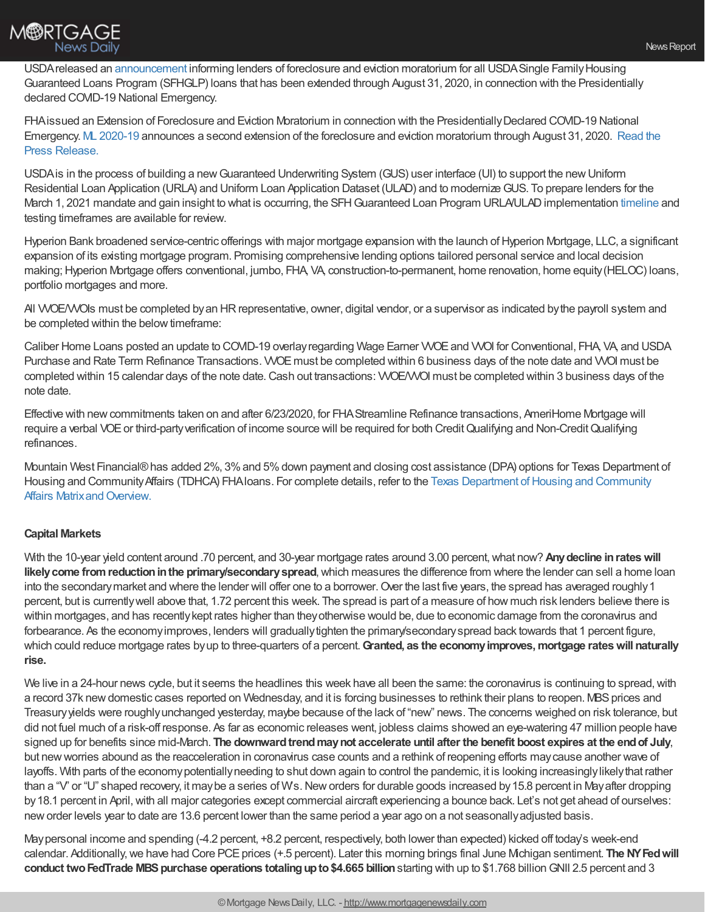USDA released an announcement informing lenders of foreclosure and eviction moratorium for all USDA Single Family Housing Guaranteed Loans Program (SFHGLP) loans that has been extended through August 31, 2020, in connection with the Presidentially declared COVID-19 National Emergency.

FHA issued an Extension of Foreclosure and Eviction Moratorium in connection with the Presidentially Declared COVID-19 National Emergency. ML 2020-19 announces a second extension of the foreclosure and eviction moratorium through August 31, 2020. Read the Press Release.

USDA is in the process of building a new Guaranteed Underwriting System (GUS) user interface (UI) to support the new Uniform Residential Loan Application (URLA) and Uniform Loan Application Dataset (ULAD) and to modernize GUS. To prepare lenders for the March 1, 2021 mandate and gain insight to what is occurring, the SFH Guaranteed Loan Program URLA/ULAD implementation timeline and testing timeframes are available for review.

Hyperion Bank broadened service-centric offerings with major mortgage expansion with the launch of Hyperion Mortgage, LLC, a significant expansion of its existing mortgage program. Promising comprehensive lending options tailored personal service and local decision making; Hyperion Mortgage offers conventional, jumbo, FHA, VA, construction-to-permanent, home renovation, home equity (HELOC) loans, portfolio mortgages and more.

All VOE/VOIs must be completed by an HR representative, owner, digital vendor, or a supervisor as indicated by the payroll system and be completed within the below timeframe:

Caliber Home Loans posted an update to COVID-19 overlay regarding Wage Earner VOE and VOI for Conventional, FHA, VA, and USDA Purchase and Rate Term Refinance Transactions. VOE must be completed within 6 business days of the note date and VOI must be completed within 15 calendar days of the note date. Cash out transactions: VOE/VOI must be completed within 3 business days of the note date.

Effective with new commitments taken on and after 6/23/2020, for FHA Streamline Refinance transactions, AmeriHome Mortgage will require a verbal VOE or third-party verification of income source will be required for both Credit Qualifying and Non-Credit Qualifying refinances.

Mountain West Financial® has added 2%, 3% and 5% down payment and closing cost assistance (DPA) options for Texas Department of Housing and Community Affairs (TDHCA) FHA loans. For complete details, refer to the Texas Department of Housing and Community Affairs Matrix and Overview.

**Capital Markets**

With the 10-year yield content around .70 percent, and 30-year mortgage rates around 3.00 percent, what now? **Any decline in rates will likely come from reduction in the primary/secondary spread**, which measures the difference from where the lender can sell a home loan into the secondary market and where the lender will offer one to a borrower. Over the last five years, the spread has averaged roughly 1 percent, but is currently well above that, 1.72 percent this week. The spread is part of a measure of how much risk lenders believe there is within mortgages, and has recently kept rates higher than they otherwise would be, due to economic damage from the coronavirus and forbearance. As the economy improves, lenders will gradually tighten the primary/secondary spread back towards that 1 percent figure, which could reduce mortgage rates by up to three-quarters of a percent. **Granted, as the economy improves, mortgage rates will naturally rise.**

We live in a 24-hour news cycle, but it seems the headlines this week have all been the same: the coronavirus is continuing to spread, with a record 37k new domestic cases reported on Wednesday, and it is forcing businesses to rethink their plans to reopen. MBS prices and Treasury yields were roughly unchanged yesterday, maybe because of the lack of "new" news. The concerns weighed on risk tolerance, but did not fuel much of a risk-off response. As far as economic releases went, jobless claims showed an eye-watering 47 million people have signed up for benefits since mid-March. **The downward trend may not accelerate until after the benefit boost expires at the end of July**, but new worries abound as the reacceleration in coronavirus case counts and a rethink of reopening efforts may cause another wave of layoffs. With parts of the economy potentially needing to shut down again to control the pandemic, it is looking increasingly likely that rather than a "V" or "U" shaped recovery, it may be a series of Ws. New orders for durable goods increased by 15.8 percent in May after dropping by 18.1 percent in April, with all major categories except commercial aircraft experiencing a bounce back. Let's not get ahead of ourselves: new order levels year to date are 13.6 percent lower than the same period a year ago on a not seasonally adjusted basis.

May personal income and spending (-4.2 percent, +8.2 percent, respectively, both lower than expected) kicked off today's week-end calendar. Additionally, we have had Core PCE prices (+.5 percent). Later this morning brings final June Michigan sentiment. **The NY Fed will conduct two FedTrade MBS purchase operations totaling up to $4.665 billion** starting with up to $1.768 billion GNII 2.5 percent and 3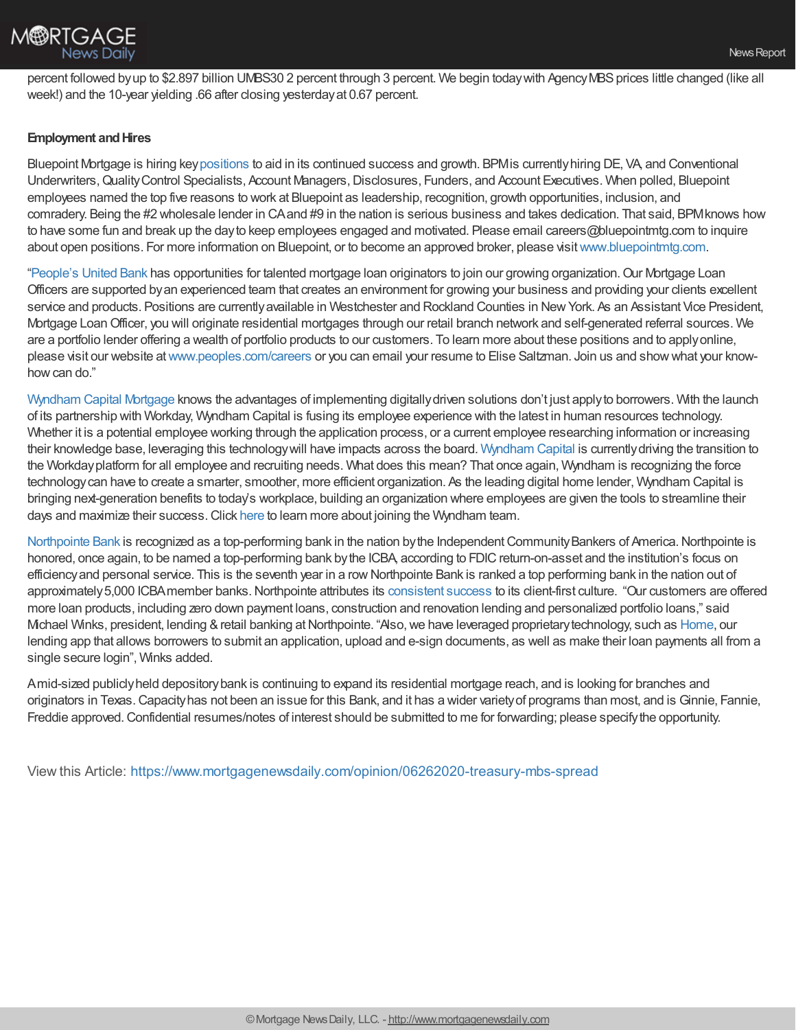percent followed by up to $2.897 billion UMBS30 2 percent through 3 percent. We begin today with Agency MBS prices little changed (like all week!) and the 10-year yielding .66 after closing yesterday at 0.67 percent.

**Employment and Hires**

Bluepoint Mortgage is hiring key positions to aid in its continued success and growth. BPM is currently hiring DE, VA, and Conventional Underwriters, Quality Control Specialists, Account Managers, Disclosures, Funders, and Account Executives. When polled, Bluepoint employees named the top five reasons to work at Bluepoint as leadership, recognition, growth opportunities, inclusion, and comradery. Being the #2 wholesale lender in CA and #9 in the nation is serious business and takes dedication. That said, BPM knows how to have some fun and break up the day to keep employees engaged and motivated. Please email careers@bluepointmtg.com to inquire about open positions. For more information on Bluepoint, or to become an approved broker, please visit www.bluepointmtg.com.

"People's United Bank has opportunities for talented mortgage loan originators to join our growing organization. Our Mortgage Loan Officers are supported by an experienced team that creates an environment for growing your business and providing your clients excellent service and products. Positions are currently available in Westchester and Rockland Counties in New York. As an Assistant Vice President, Mortgage Loan Officer, you will originate residential mortgages through our retail branch network and self-generated referral sources. We are a portfolio lender offering a wealth of portfolio products to our customers. To learn more about these positions and to apply online, please visit our website at www.peoples.com/careers or you can email your resume to Elise Saltzman. Join us and show what your know-how can do."

Wyndham Capital Mortgage knows the advantages of implementing digitally driven solutions don't just apply to borrowers. With the launch of its partnership with Workday, Wyndham Capital is fusing its employee experience with the latest in human resources technology. Whether it is a potential employee working through the application process, or a current employee researching information or increasing their knowledge base, leveraging this technology will have impacts across the board. Wyndham Capital is currently driving the transition to the Workday platform for all employee and recruiting needs. What does this mean? That once again, Wyndham is recognizing the force technology can have to create a smarter, smoother, more efficient organization. As the leading digital home lender, Wyndham Capital is bringing next-generation benefits to today's workplace, building an organization where employees are given the tools to streamline their days and maximize their success. Click here to learn more about joining the Wyndham team.

Northpointe Bank is recognized as a top-performing bank in the nation by the Independent Community Bankers of America. Northpointe is honored, once again, to be named a top-performing bank by the ICBA, according to FDIC return-on-asset and the institution's focus on efficiency and personal service. This is the seventh year in a row Northpointe Bank is ranked a top performing bank in the nation out of approximately 5,000 ICBA member banks. Northpointe attributes its consistent success to its client-first culture. "Our customers are offered more loan products, including zero down payment loans, construction and renovation lending and personalized portfolio loans," said Michael Winks, president, lending & retail banking at Northpointe. "Also, we have leveraged proprietary technology, such as Home, our lending app that allows borrowers to submit an application, upload and e-sign documents, as well as make their loan payments all from a single secure login", Winks added.

A mid-sized publicly held depository bank is continuing to expand its residential mortgage reach, and is looking for branches and originators in Texas. Capacity has not been an issue for this Bank, and it has a wider variety of programs than most, and is Ginnie, Fannie, Freddie approved. Confidential resumes/notes of interest should be submitted to me for forwarding; please specify the opportunity.

View this Article: https://www.mortgagenewsdaily.com/opinion/06262020-treasury-mbs-spread